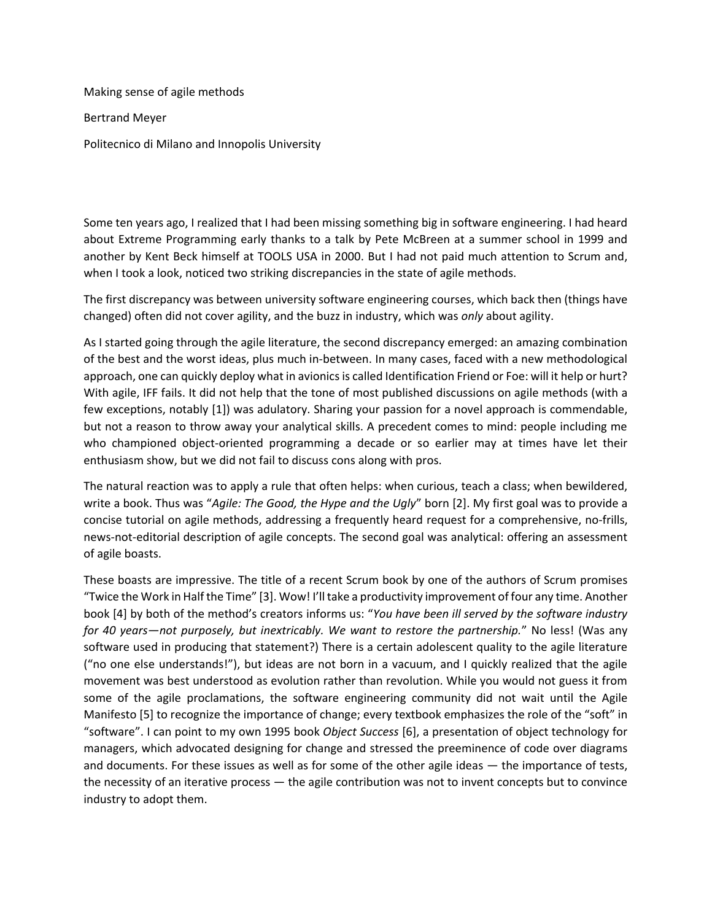# Making sense of agile methods

Bertrand Meyer

Politecnico di Milano and Innopolis University

Some ten years ago, I realized that I had been missing something big in software engineering. I had heard about Extreme Programming early thanks to a talk by Pete McBreen at a summer school in 1999 and another by Kent Beck himself at TOOLS USA in 2000. But I had not paid much attention to Scrum and, when I took a look, noticed two striking discrepancies in the state of agile methods.

The first discrepancy was between university software engineering courses, which back then (things have changed) often did not cover agility, and the buzz in industry, which was *only* about agility.

As I started going through the agile literature, the second discrepancy emerged: an amazing combination of the best and the worst ideas, plus much in-between. In many cases, faced with a new methodological approach, one can quickly deploy what in avionics is called Identification Friend or Foe: will it help or hurt? With agile, IFF fails. It did not help that the tone of most published discussions on agile methods (with a few exceptions, notably [1]) was adulatory. Sharing your passion for a novel approach is commendable, but not a reason to throw away your analytical skills. A precedent comes to mind: people including me who championed object-oriented programming a decade or so earlier may at times have let their enthusiasm show, but we did not fail to discuss cons along with pros.

The natural reaction was to apply a rule that often helps: when curious, teach a class; when bewildered, write a book. Thus was "*Agile: The Good, the Hype and the Ugly*" born [2]. My first goal was to provide a concise tutorial on agile methods, addressing a frequently heard request for a comprehensive, no-frills, news-not-editorial description of agile concepts. The second goal was analytical: offering an assessment of agile boasts.

These boasts are impressive. The title of a recent Scrum book by one of the authors of Scrum promises "Twice the Work in Half the Time" [3]. Wow! I'll take a productivity improvement of four any time. Another book [4] by both of the method's creators informs us: "*You have been ill served by the software industry for 40 years—not purposely, but inextricably. We want to restore the partnership.*" No less! (Was any software used in producing that statement?) There is a certain adolescent quality to the agile literature ("no one else understands!"), but ideas are not born in a vacuum, and I quickly realized that the agile movement was best understood as evolution rather than revolution. While you would not guess it from some of the agile proclamations, the software engineering community did not wait until the Agile Manifesto [5] to recognize the importance of change; every textbook emphasizes the role of the "soft" in "software". I can point to my own 1995 book *Object Success* [6], a presentation of object technology for managers, which advocated designing for change and stressed the preeminence of code over diagrams and documents. For these issues as well as for some of the other agile ideas — the importance of tests, the necessity of an iterative process — the agile contribution was not to invent concepts but to convince industry to adopt them.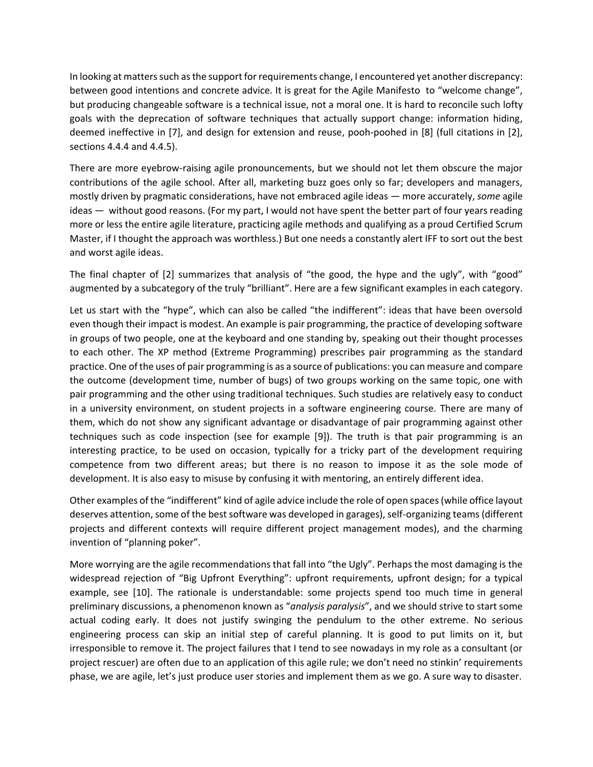In looking at matters such as the support for requirements change, I encountered yet another discrepancy: between good intentions and concrete advice. It is great for the Agile Manifesto to "welcome change", but producing changeable software is a technical issue, not a moral one. It is hard to reconcile such lofty goals with the deprecation of software techniques that actually support change: information hiding, deemed ineffective in [7], and design for extension and reuse, pooh-poohed in [8] (full citations in [2], sections 4.4.4 and 4.4.5).

There are more eyebrow-raising agile pronouncements, but we should not let them obscure the major contributions of the agile school. After all, marketing buzz goes only so far; developers and managers, mostly driven by pragmatic considerations, have not embraced agile ideas — more accurately, *some* agile ideas — without good reasons. (For my part, I would not have spent the better part of four years reading more or less the entire agile literature, practicing agile methods and qualifying as a proud Certified Scrum Master, if I thought the approach was worthless.) But one needs a constantly alert IFF to sort out the best and worst agile ideas.

The final chapter of [2] summarizes that analysis of "the good, the hype and the ugly", with "good" augmented by a subcategory of the truly "brilliant". Here are a few significant examples in each category.

Let us start with the "hype", which can also be called "the indifferent": ideas that have been oversold even though their impact is modest. An example is pair programming, the practice of developing software in groups of two people, one at the keyboard and one standing by, speaking out their thought processes to each other. The XP method (Extreme Programming) prescribes pair programming as the standard practice. One of the uses of pair programming is as a source of publications: you can measure and compare the outcome (development time, number of bugs) of two groups working on the same topic, one with pair programming and the other using traditional techniques. Such studies are relatively easy to conduct in a university environment, on student projects in a software engineering course. There are many of them, which do not show any significant advantage or disadvantage of pair programming against other techniques such as code inspection (see for example [9]). The truth is that pair programming is an interesting practice, to be used on occasion, typically for a tricky part of the development requiring competence from two different areas; but there is no reason to impose it as the sole mode of development. It is also easy to misuse by confusing it with mentoring, an entirely different idea.

Other examples of the "indifferent" kind of agile advice include the role of open spaces (while office layout deserves attention, some of the best software was developed in garages), self-organizing teams (different projects and different contexts will require different project management modes), and the charming invention of "planning poker".

More worrying are the agile recommendations that fall into "the Ugly". Perhaps the most damaging is the widespread rejection of "Big Upfront Everything": upfront requirements, upfront design; for a typical example, see [10]. The rationale is understandable: some projects spend too much time in general preliminary discussions, a phenomenon known as "*analysis paralysis*", and we should strive to start some actual coding early. It does not justify swinging the pendulum to the other extreme. No serious engineering process can skip an initial step of careful planning. It is good to put limits on it, but irresponsible to remove it. The project failures that I tend to see nowadays in my role as a consultant (or project rescuer) are often due to an application of this agile rule; we don't need no stinkin' requirements phase, we are agile, let's just produce user stories and implement them as we go. A sure way to disaster.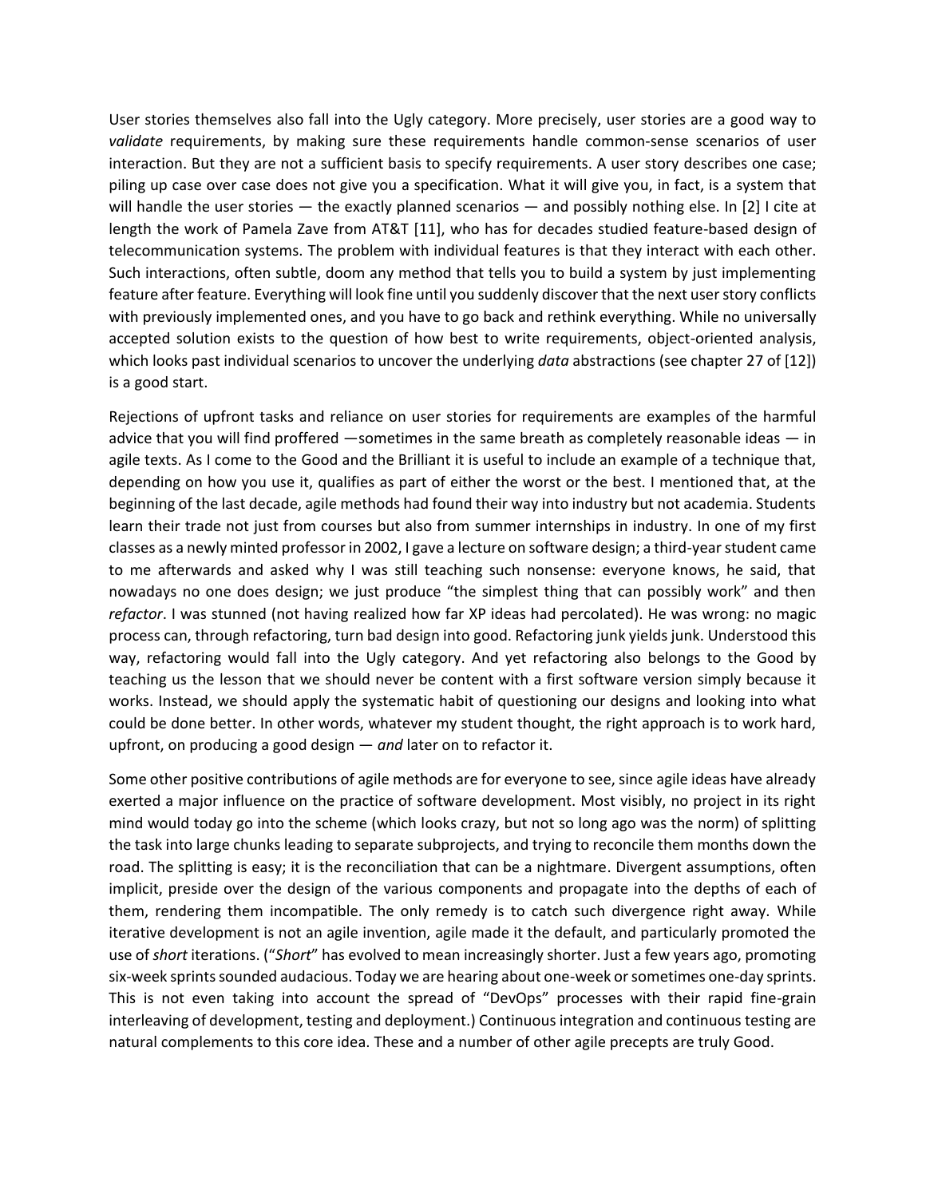User stories themselves also fall into the Ugly category. More precisely, user stories are a good way to *validate* requirements, by making sure these requirements handle common-sense scenarios of user interaction. But they are not a sufficient basis to specify requirements. A user story describes one case; piling up case over case does not give you a specification. What it will give you, in fact, is a system that will handle the user stories — the exactly planned scenarios — and possibly nothing else. In [2] I cite at length the work of Pamela Zave from AT&T [11], who has for decades studied feature-based design of telecommunication systems. The problem with individual features is that they interact with each other. Such interactions, often subtle, doom any method that tells you to build a system by just implementing feature after feature. Everything will look fine until you suddenly discover that the next user story conflicts with previously implemented ones, and you have to go back and rethink everything. While no universally accepted solution exists to the question of how best to write requirements, object-oriented analysis, which looks past individual scenarios to uncover the underlying *data* abstractions (see chapter 27 of [12]) is a good start.

Rejections of upfront tasks and reliance on user stories for requirements are examples of the harmful advice that you will find proffered —sometimes in the same breath as completely reasonable ideas — in agile texts. As I come to the Good and the Brilliant it is useful to include an example of a technique that, depending on how you use it, qualifies as part of either the worst or the best. I mentioned that, at the beginning of the last decade, agile methods had found their way into industry but not academia. Students learn their trade not just from courses but also from summer internships in industry. In one of my first classes as a newly minted professor in 2002, I gave a lecture on software design; a third-year student came to me afterwards and asked why I was still teaching such nonsense: everyone knows, he said, that nowadays no one does design; we just produce "the simplest thing that can possibly work" and then *refactor*. I was stunned (not having realized how far XP ideas had percolated). He was wrong: no magic process can, through refactoring, turn bad design into good. Refactoring junk yields junk. Understood this way, refactoring would fall into the Ugly category. And yet refactoring also belongs to the Good by teaching us the lesson that we should never be content with a first software version simply because it works. Instead, we should apply the systematic habit of questioning our designs and looking into what could be done better. In other words, whatever my student thought, the right approach is to work hard, upfront, on producing a good design — *and* later on to refactor it.

Some other positive contributions of agile methods are for everyone to see, since agile ideas have already exerted a major influence on the practice of software development. Most visibly, no project in its right mind would today go into the scheme (which looks crazy, but not so long ago was the norm) of splitting the task into large chunks leading to separate subprojects, and trying to reconcile them months down the road. The splitting is easy; it is the reconciliation that can be a nightmare. Divergent assumptions, often implicit, preside over the design of the various components and propagate into the depths of each of them, rendering them incompatible. The only remedy is to catch such divergence right away. While iterative development is not an agile invention, agile made it the default, and particularly promoted the use of *short* iterations. ("*Short*" has evolved to mean increasingly shorter. Just a few years ago, promoting six-week sprints sounded audacious. Today we are hearing about one-week or sometimes one-day sprints. This is not even taking into account the spread of "DevOps" processes with their rapid fine-grain interleaving of development, testing and deployment.) Continuous integration and continuous testing are natural complements to this core idea. These and a number of other agile precepts are truly Good.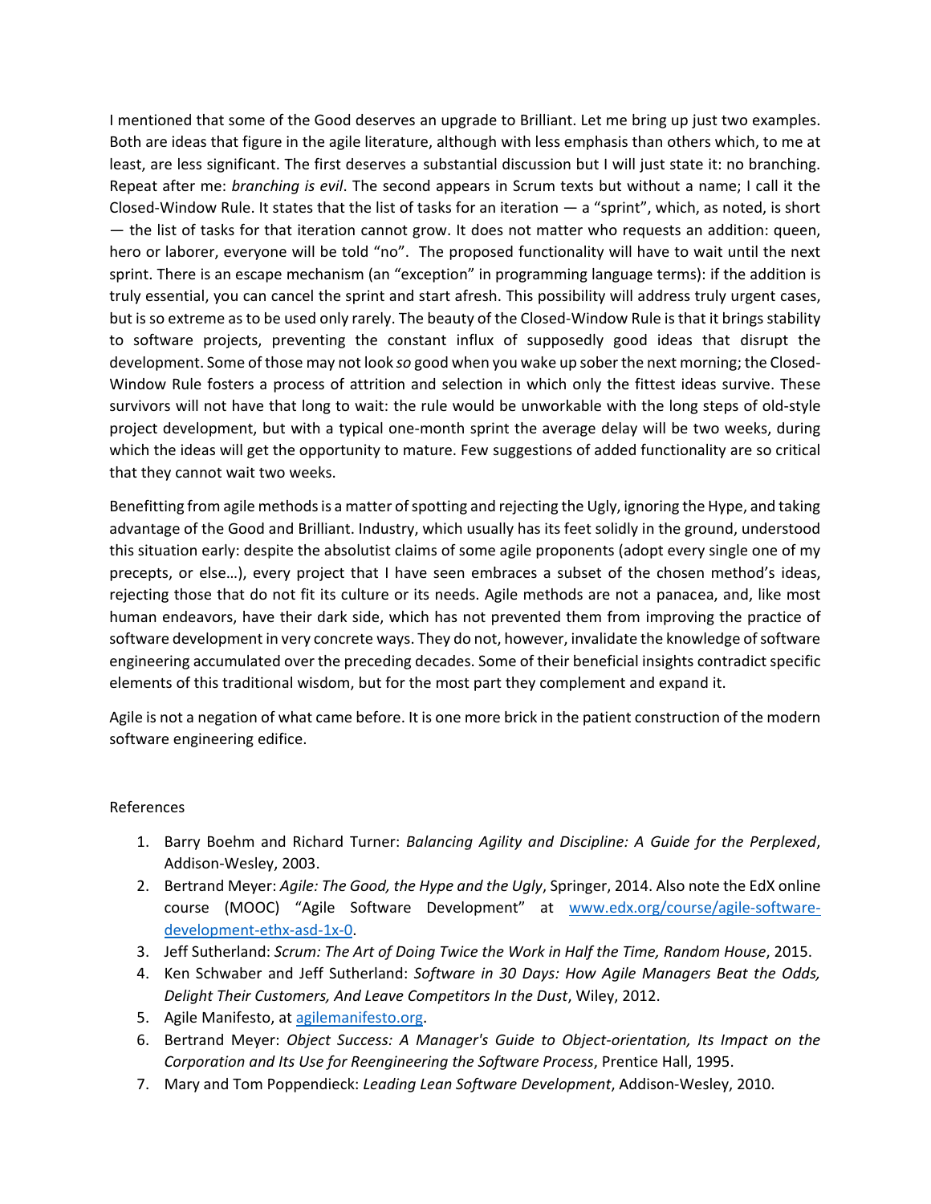I mentioned that some of the Good deserves an upgrade to Brilliant. Let me bring up just two examples. Both are ideas that figure in the agile literature, although with less emphasis than others which, to me at least, are less significant. The first deserves a substantial discussion but I will just state it: no branching. Repeat after me: *branching is evil*. The second appears in Scrum texts but without a name; I call it the Closed-Window Rule. It states that the list of tasks for an iteration — a "sprint", which, as noted, is short — the list of tasks for that iteration cannot grow. It does not matter who requests an addition: queen, hero or laborer, everyone will be told "no". The proposed functionality will have to wait until the next sprint. There is an escape mechanism (an "exception" in programming language terms): if the addition is truly essential, you can cancel the sprint and start afresh. This possibility will address truly urgent cases, but is so extreme as to be used only rarely. The beauty of the Closed-Window Rule is that it brings stability to software projects, preventing the constant influx of supposedly good ideas that disrupt the development. Some of those may not look *so* good when you wake up sober the next morning; the Closed-Window Rule fosters a process of attrition and selection in which only the fittest ideas survive. These survivors will not have that long to wait: the rule would be unworkable with the long steps of old-style project development, but with a typical one-month sprint the average delay will be two weeks, during which the ideas will get the opportunity to mature. Few suggestions of added functionality are so critical that they cannot wait two weeks.

Benefitting from agile methods is a matter of spotting and rejecting the Ugly, ignoring the Hype, and taking advantage of the Good and Brilliant. Industry, which usually has its feet solidly in the ground, understood this situation early: despite the absolutist claims of some agile proponents (adopt every single one of my precepts, or else…), every project that I have seen embraces a subset of the chosen method's ideas, rejecting those that do not fit its culture or its needs. Agile methods are not a panacea, and, like most human endeavors, have their dark side, which has not prevented them from improving the practice of software development in very concrete ways. They do not, however, invalidate the knowledge of software engineering accumulated over the preceding decades. Some of their beneficial insights contradict specific elements of this traditional wisdom, but for the most part they complement and expand it.

Agile is not a negation of what came before. It is one more brick in the patient construction of the modern software engineering edifice.

References

1. Barry Boehm and Richard Turner: *Balancing Agility and Discipline: A Guide for the Perplexed*, Addison-Wesley, 2003.
2. Bertrand Meyer: *Agile: The Good, the Hype and the Ugly*, Springer, 2014. Also note the EdX online course (MOOC) "Agile Software Development" at [www.edx.org/course/agile-software-development-ethx-asd-1x-0](www.edx.org/course/agile-software-development-ethx-asd-1x-0).
3. Jeff Sutherland: *Scrum: The Art of Doing Twice the Work in Half the Time, Random House*, 2015.
4. Ken Schwaber and Jeff Sutherland: *Software in 30 Days: How Agile Managers Beat the Odds, Delight Their Customers, And Leave Competitors In the Dust*, Wiley, 2012.
5. Agile Manifesto, at [agilemanifesto.org](agilemanifesto.org).
6. Bertrand Meyer: *Object Success: A Manager's Guide to Object-orientation, Its Impact on the Corporation and Its Use for Reengineering the Software Process*, Prentice Hall, 1995.
7. Mary and Tom Poppendieck: *Leading Lean Software Development*, Addison-Wesley, 2010.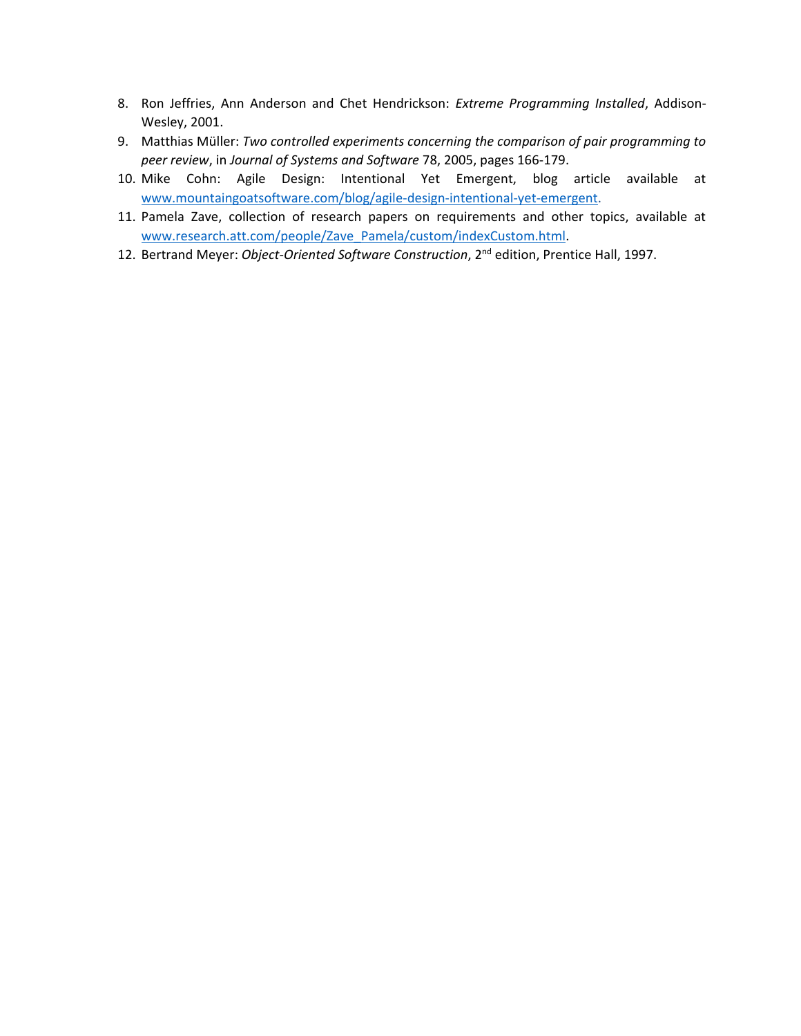8. Ron Jeffries, Ann Anderson and Chet Hendrickson: *Extreme Programming Installed*, Addison-Wesley, 2001.
9. Matthias Müller: *Two controlled experiments concerning the comparison of pair programming to peer review*, in *Journal of Systems and Software* 78, 2005, pages 166-179.
10. Mike Cohn: Agile Design: Intentional Yet Emergent, blog article available at www.mountaingoatsoftware.com/blog/agile-design-intentional-yet-emergent.
11. Pamela Zave, collection of research papers on requirements and other topics, available at www.research.att.com/people/Zave_Pamela/custom/indexCustom.html.
12. Bertrand Meyer: *Object-Oriented Software Construction*, 2nd edition, Prentice Hall, 1997.